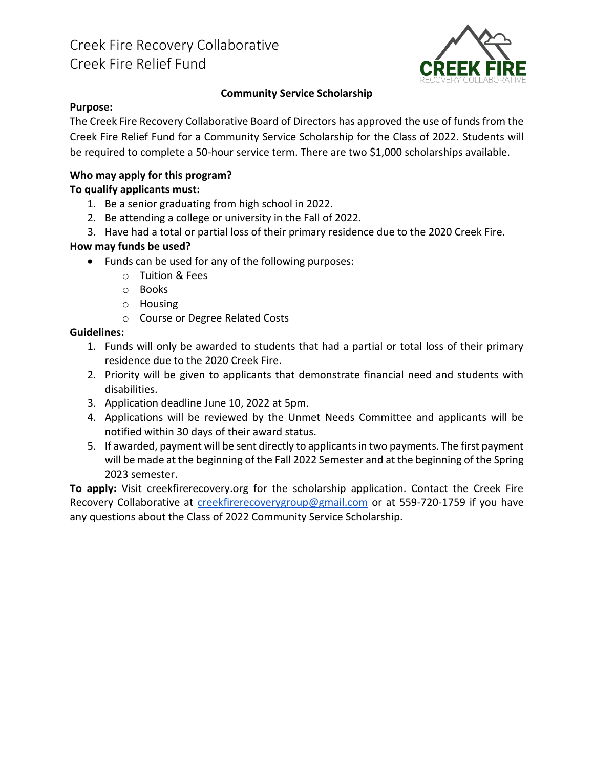# Creek Fire Recovery Collaborative
# Creek Fire Relief Fund

CREEK FIRE
RECOVERY COLLABORATIVE

## Community Service Scholarship

**Purpose:**

The Creek Fire Recovery Collaborative Board of Directors has approved the use of funds from the Creek Fire Relief Fund for a Community Service Scholarship for the Class of 2022. Students will be required to complete a 50-hour service term. There are two $1,000 scholarships available.

**Who may apply for this program?**

**To qualify applicants must:**

1. Be a senior graduating from high school in 2022.
2. Be attending a college or university in the Fall of 2022.
3. Have had a total or partial loss of their primary residence due to the 2020 Creek Fire.

**How may funds be used?**

- Funds can be used for any of the following purposes:
  - Tuition & Fees
  - Books
  - Housing
  - Course or Degree Related Costs

**Guidelines:**

1. Funds will only be awarded to students that had a partial or total loss of their primary residence due to the 2020 Creek Fire.
2. Priority will be given to applicants that demonstrate financial need and students with disabilities.
3. Application deadline June 10, 2022 at 5pm.
4. Applications will be reviewed by the Unmet Needs Committee and applicants will be notified within 30 days of their award status.
5. If awarded, payment will be sent directly to applicants in two payments. The first payment will be made at the beginning of the Fall 2022 Semester and at the beginning of the Spring 2023 semester.

**To apply:** Visit creekfirerecovery.org for the scholarship application. Contact the Creek Fire Recovery Collaborative at creekfirerecoverygroup@gmail.com or at 559-720-1759 if you have any questions about the Class of 2022 Community Service Scholarship.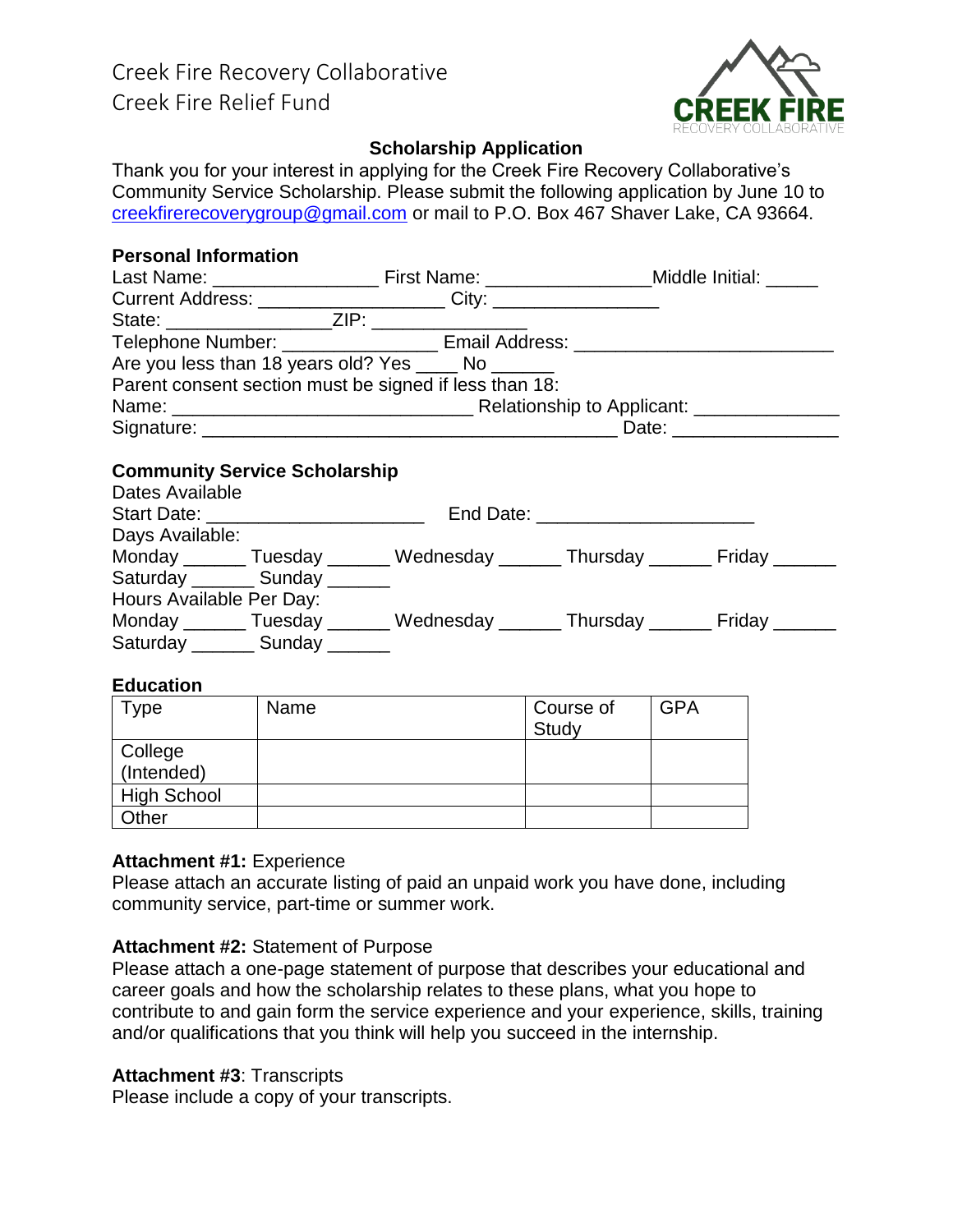Creek Fire Recovery Collaborative
Creek Fire Relief Fund

CREEK FIRE
RECOVERY COLLABORATIVE

**Scholarship Application**

Thank you for your interest in applying for the Creek Fire Recovery Collaborative's Community Service Scholarship. Please submit the following application by June 10 to creekfirerecoverygroup@gmail.com or mail to P.O. Box 467 Shaver Lake, CA 93664.

**Personal Information**

Last Name: ________________ First Name: ________________ Middle Initial: _____
Current Address: __________________ City: ________________
State: ________________ ZIP: _______________
Telephone Number: _______________ Email Address: _________________________
Are you less than 18 years old? Yes ____ No ______
Parent consent section must be signed if less than 18:
Name: ______________________________ Relationship to Applicant: ______________
Signature: _________________________________________ Date: ________________

**Community Service Scholarship**

Dates Available
Start Date: _____________________ End Date: _____________________
Days Available:
Monday ______ Tuesday ______ Wednesday ______ Thursday ______ Friday ______
Saturday ______ Sunday ______
Hours Available Per Day:
Monday ______ Tuesday ______ Wednesday ______ Thursday ______ Friday ______
Saturday ______ Sunday ______

**Education**

| Type | Name | Course of Study | GPA |
|---|---|---|---|
| College (Intended) | | | |
| High School | | | |
| Other | | | |

**Attachment #1:** Experience
Please attach an accurate listing of paid an unpaid work you have done, including community service, part-time or summer work.

**Attachment #2:** Statement of Purpose
Please attach a one-page statement of purpose that describes your educational and career goals and how the scholarship relates to these plans, what you hope to contribute to and gain form the service experience and your experience, skills, training and/or qualifications that you think will help you succeed in the internship.

**Attachment #3**: Transcripts
Please include a copy of your transcripts.